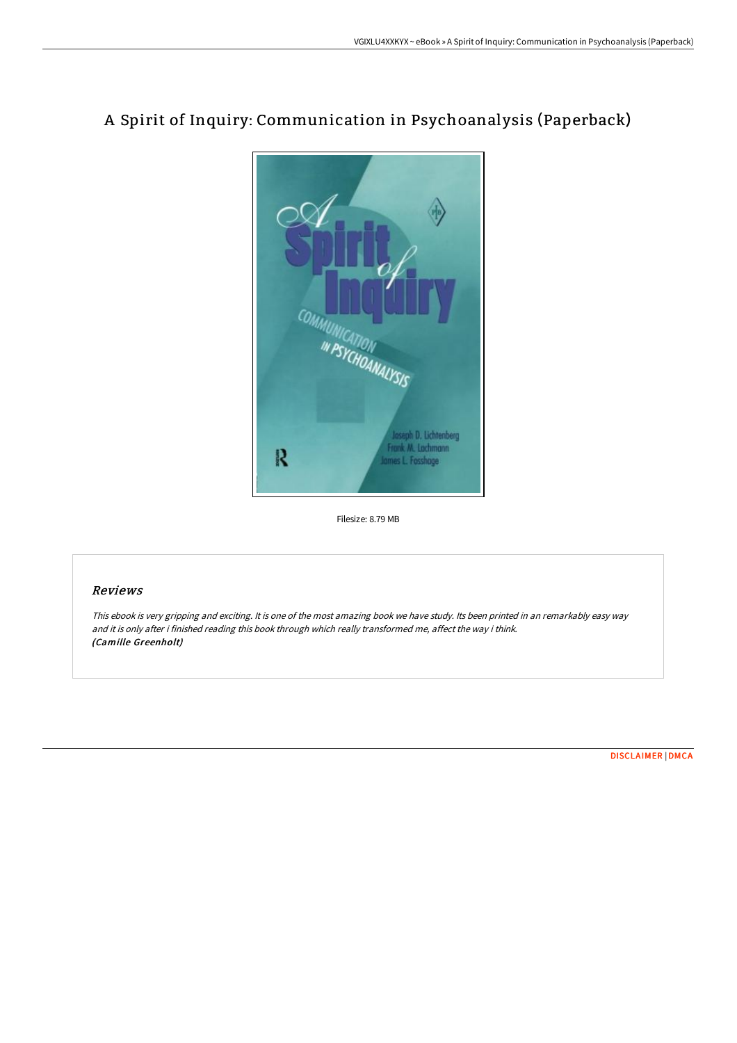# A Spirit of Inquiry: Communication in Psychoanalysis (Paperback)

Filesize: 8.79 MB

## Reviews

*This ebook is very gripping and exciting. It is one of the most amazing book we have study. Its been printed in an remarkably easy way and it is only after i finished reading this book through which really transformed me, affect the way i think.*
***(Camille Greenholt)***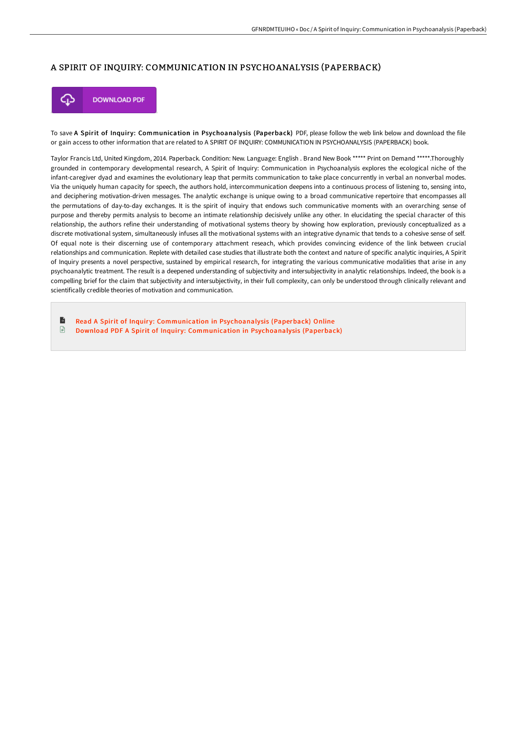# A SPIRIT OF INQUIRY: COMMUNICATION IN PSYCHOANALYSIS (PAPERBACK)

DOWNLOAD PDF

To save **A Spirit of Inquiry: Communication in Psychoanalysis (Paperback)** PDF, please follow the web link below and download the file or gain access to other information that are related to A SPIRIT OF INQUIRY: COMMUNICATION IN PSYCHOANALYSIS (PAPERBACK) book.

Taylor Francis Ltd, United Kingdom, 2014. Paperback. Condition: New. Language: English . Brand New Book ***** Print on Demand *****.Thoroughly grounded in contemporary developmental research, A Spirit of Inquiry: Communication in Psychoanalysis explores the ecological niche of the infant-caregiver dyad and examines the evolutionary leap that permits communication to take place concurrently in verbal an nonverbal modes. Via the uniquely human capacity for speech, the authors hold, intercommunication deepens into a continuous process of listening to, sensing into, and deciphering motivation-driven messages. The analytic exchange is unique owing to a broad communicative repertoire that encompasses all the permutations of day-to-day exchanges. It is the spirit of inquiry that endows such communicative moments with an overarching sense of purpose and thereby permits analysis to become an intimate relationship decisively unlike any other. In elucidating the special character of this relationship, the authors refine their understanding of motivational systems theory by showing how exploration, previously conceptualized as a discrete motivational system, simultaneously infuses all the motivational systems with an integrative dynamic that tends to a cohesive sense of self. Of equal note is their discerning use of contemporary attachment reseach, which provides convincing evidence of the link between crucial relationships and communication. Replete with detailed case studies that illustrate both the context and nature of specific analytic inquiries, A Spirit of Inquiry presents a novel perspective, sustained by empirical research, for integrating the various communicative modalities that arise in any psychoanalytic treatment. The result is a deepened understanding of subjectivity and intersubjectivity in analytic relationships. Indeed, the book is a compelling brief for the claim that subjectivity and intersubjectivity, in their full complexity, can only be understood through clinically relevant and scientifically credible theories of motivation and communication.

- Read A Spirit of Inquiry: Communication in Psychoanalysis (Paperback) Online
- Download PDF A Spirit of Inquiry: Communication in Psychoanalysis (Paperback)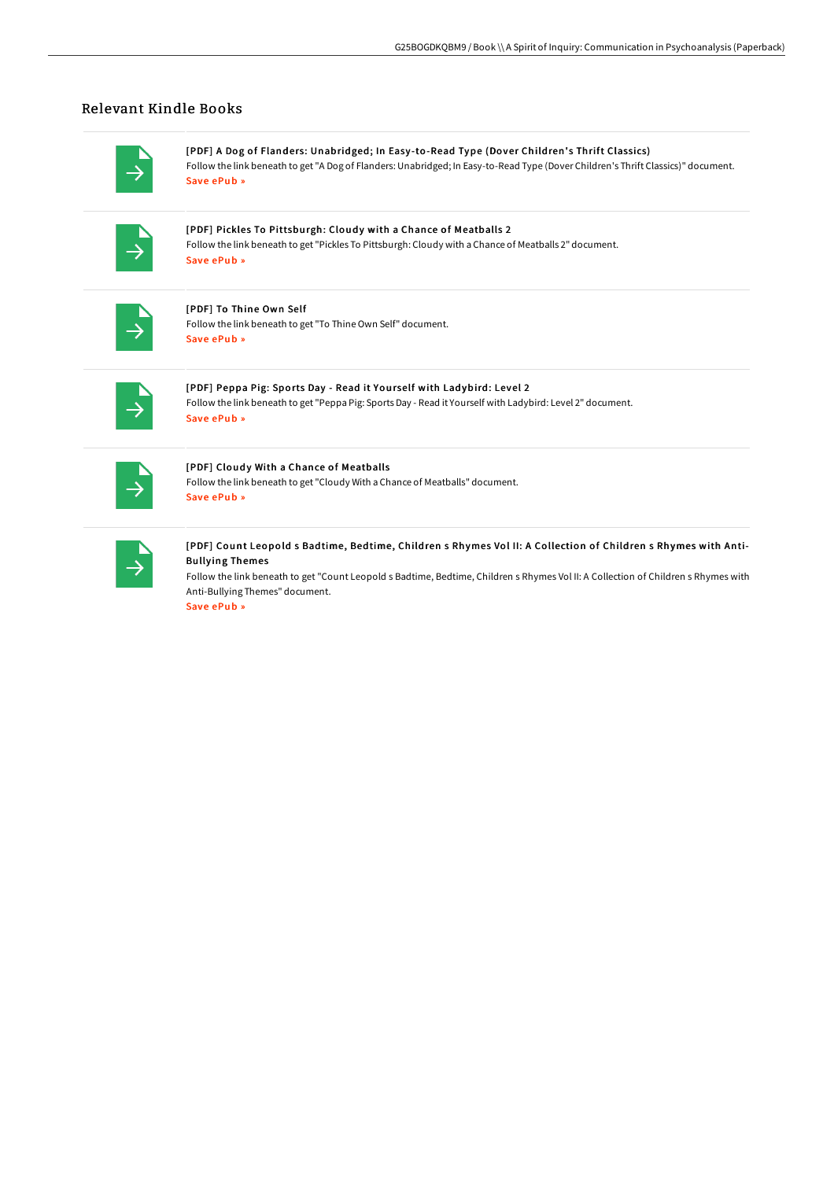## Relevant Kindle Books

**[PDF] A Dog of Flanders: Unabridged; In Easy-to-Read Type (Dover Children's Thrift Classics)**
Follow the link beneath to get "A Dog of Flanders: Unabridged; In Easy-to-Read Type (Dover Children's Thrift Classics)" document.
Save ePub »

**[PDF] Pickles To Pittsburgh: Cloudy with a Chance of Meatballs 2**
Follow the link beneath to get "Pickles To Pittsburgh: Cloudy with a Chance of Meatballs 2" document.
Save ePub »

**[PDF] To Thine Own Self**
Follow the link beneath to get "To Thine Own Self" document.
Save ePub »

**[PDF] Peppa Pig: Sports Day - Read it Yourself with Ladybird: Level 2**
Follow the link beneath to get "Peppa Pig: Sports Day - Read it Yourself with Ladybird: Level 2" document.
Save ePub »

**[PDF] Cloudy With a Chance of Meatballs**
Follow the link beneath to get "Cloudy With a Chance of Meatballs" document.
Save ePub »

**[PDF] Count Leopold s Badtime, Bedtime, Children s Rhymes Vol II: A Collection of Children s Rhymes with Anti-Bullying Themes**
Follow the link beneath to get "Count Leopold s Badtime, Bedtime, Children s Rhymes Vol II: A Collection of Children s Rhymes with Anti-Bullying Themes" document.
Save ePub »